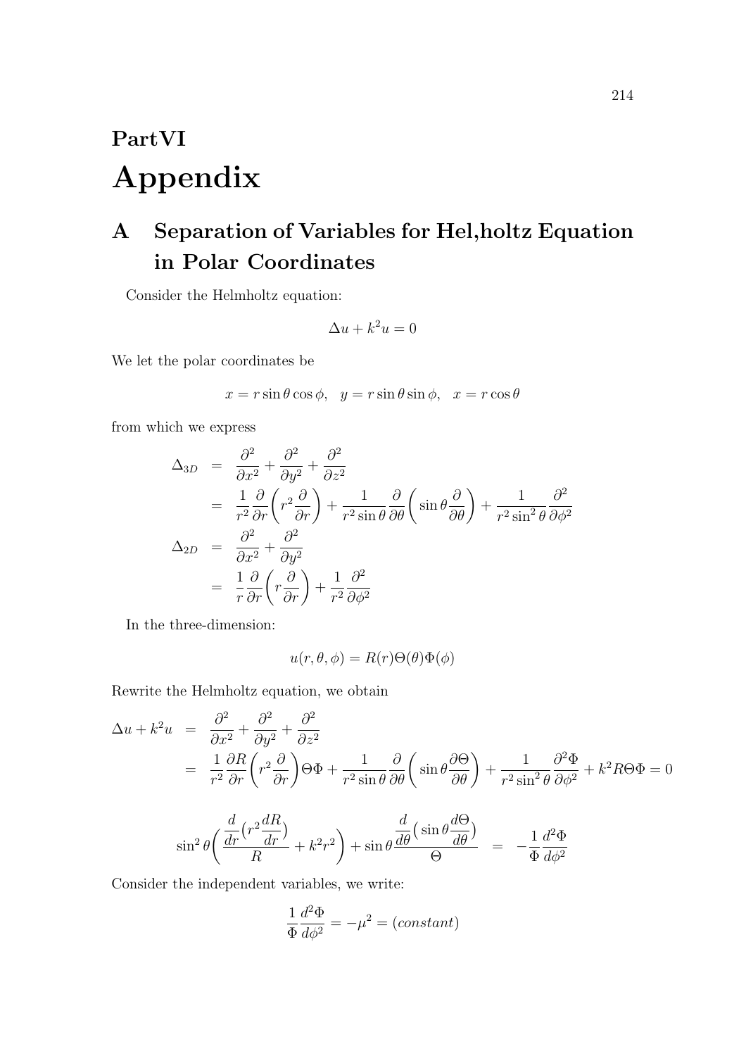# PartVI

# Appendix

## A Separation of Variables for Hel,holtz Equation in Polar Coordinates

Consider the Helmholtz equation:

$$\Delta u + k^2 u = 0$$

We let the polar coordinates be

$$x = r\sin\theta\cos\phi, \quad y = r\sin\theta\sin\phi, \quad x = r\cos\theta$$

from which we express

$$\begin{aligned}
\Delta_{3D} &= \frac{\partial^2}{\partial x^2} + \frac{\partial^2}{\partial y^2} + \frac{\partial^2}{\partial z^2} \\
&= \frac{1}{r^2}\frac{\partial}{\partial r}\left(r^2\frac{\partial}{\partial r}\right) + \frac{1}{r^2\sin\theta}\frac{\partial}{\partial\theta}\left(\sin\theta\frac{\partial}{\partial\theta}\right) + \frac{1}{r^2\sin^2\theta}\frac{\partial^2}{\partial\phi^2} \\
\Delta_{2D} &= \frac{\partial^2}{\partial x^2} + \frac{\partial^2}{\partial y^2} \\
&= \frac{1}{r}\frac{\partial}{\partial r}\left(r\frac{\partial}{\partial r}\right) + \frac{1}{r^2}\frac{\partial^2}{\partial\phi^2}
\end{aligned}$$

In the three-dimension:

$$u(r,\theta,\phi) = R(r)\Theta(\theta)\Phi(\phi)$$

Rewrite the Helmholtz equation, we obtain

$$\begin{aligned}
\Delta u + k^2 u &= \frac{\partial^2}{\partial x^2} + \frac{\partial^2}{\partial y^2} + \frac{\partial^2}{\partial z^2} \\
&= \frac{1}{r^2}\frac{\partial R}{\partial r}\left(r^2\frac{\partial}{\partial r}\right)\Theta\Phi + \frac{1}{r^2\sin\theta}\frac{\partial}{\partial\theta}\left(\sin\theta\frac{\partial\Theta}{\partial\theta}\right) + \frac{1}{r^2\sin^2\theta}\frac{\partial^2\Phi}{\partial\phi^2} + k^2 R\Theta\Phi = 0
\end{aligned}$$

$$\sin^2\theta\left(\frac{\frac{d}{dr}\left(r^2\frac{dR}{dr}\right)}{R} + k^2r^2\right) + \sin\theta\frac{\frac{d}{d\theta}\left(\sin\theta\frac{d\Theta}{d\theta}\right)}{\Theta} = -\frac{1}{\Phi}\frac{d^2\Phi}{d\phi^2}$$

Consider the independent variables, we write:

$$\frac{1}{\Phi}\frac{d^2\Phi}{d\phi^2} = -\mu^2 = (constant)$$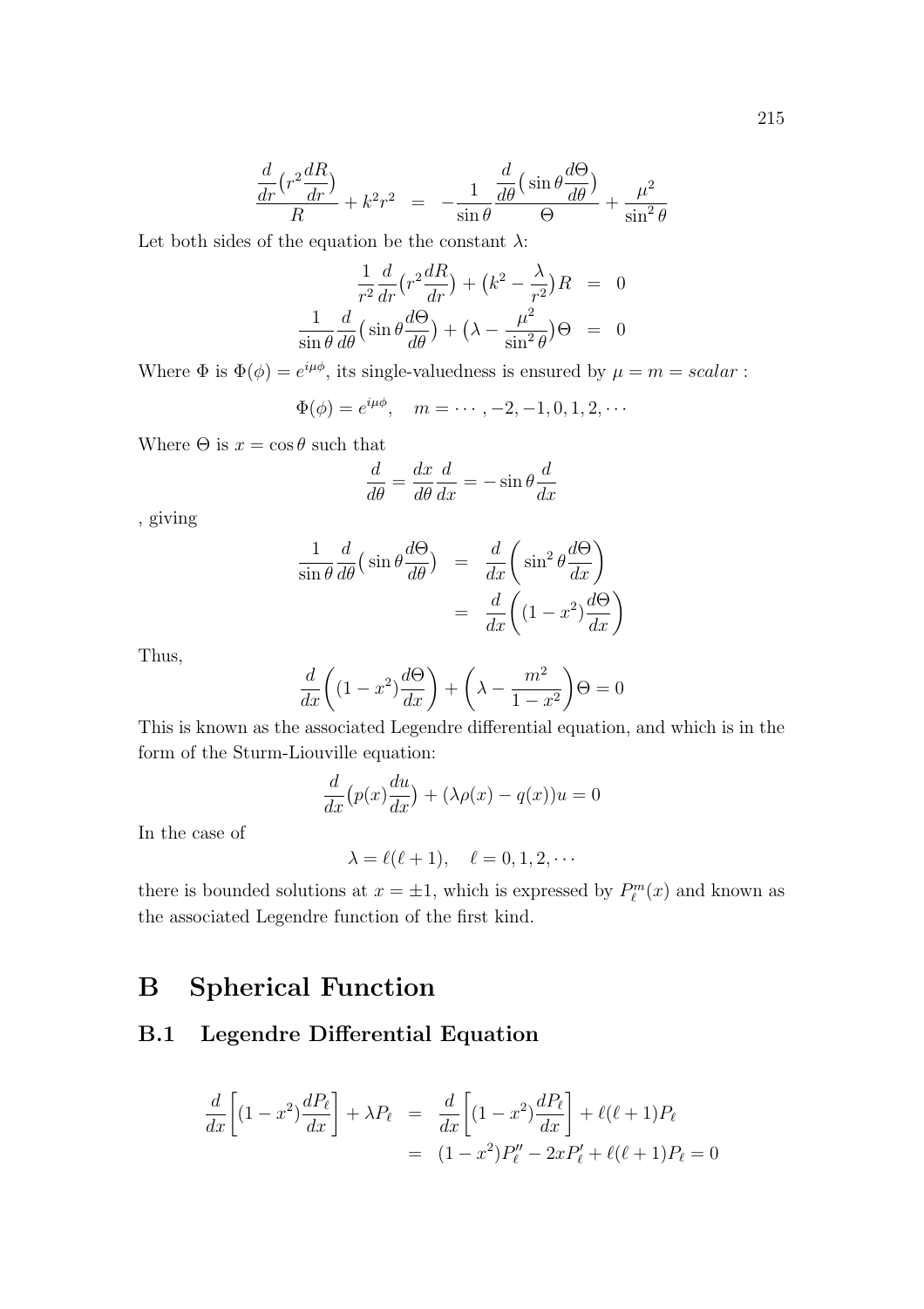$$\frac{\frac{d}{dr}\big(r^2\frac{dR}{dr}\big)}{R} + k^2r^2 \;=\; -\frac{1}{\sin\theta}\frac{\frac{d}{d\theta}\big(\sin\theta\frac{d\Theta}{d\theta}\big)}{\Theta} + \frac{\mu^2}{\sin^2\theta}$$

Let both sides of the equation be the constant $\lambda$:

$$\begin{aligned}
\frac{1}{r^2}\frac{d}{dr}\big(r^2\frac{dR}{dr}\big) + \big(k^2 - \frac{\lambda}{r^2}\big)R &= 0 \\
\frac{1}{\sin\theta}\frac{d}{d\theta}\big(\sin\theta\frac{d\Theta}{d\theta}\big) + \big(\lambda - \frac{\mu^2}{\sin^2\theta}\big)\Theta &= 0
\end{aligned}$$

Where $\Phi$ is $\Phi(\phi) = e^{i\mu\phi}$, its single-valuedness is ensured by $\mu = m = scalar$ :

$$\Phi(\phi) = e^{i\mu\phi}, \quad m = \cdots, -2, -1, 0, 1, 2, \cdots$$

Where $\Theta$ is $x = \cos\theta$ such that

$$\frac{d}{d\theta} = \frac{dx}{d\theta}\frac{d}{dx} = -\sin\theta\frac{d}{dx}$$

, giving

$$\begin{aligned}
\frac{1}{\sin\theta}\frac{d}{d\theta}\big(\sin\theta\frac{d\Theta}{d\theta}\big) &= \frac{d}{dx}\left(\sin^2\theta\frac{d\Theta}{dx}\right) \\
&= \frac{d}{dx}\left((1-x^2)\frac{d\Theta}{dx}\right)
\end{aligned}$$

Thus,

$$\frac{d}{dx}\left((1-x^2)\frac{d\Theta}{dx}\right) + \left(\lambda - \frac{m^2}{1-x^2}\right)\Theta = 0$$

This is known as the associated Legendre differential equation, and which is in the form of the Sturm-Liouville equation:

$$\frac{d}{dx}\big(p(x)\frac{du}{dx}\big) + (\lambda\rho(x) - q(x))u = 0$$

In the case of

$$\lambda = \ell(\ell+1), \quad \ell = 0, 1, 2, \cdots$$

there is bounded solutions at $x = \pm 1$, which is expressed by $P_\ell^m(x)$ and known as the associated Legendre function of the first kind.

# B Spherical Function

## B.1 Legendre Differential Equation

$$\begin{aligned}
\frac{d}{dx}\left[(1-x^2)\frac{dP_\ell}{dx}\right] + \lambda P_\ell &= \frac{d}{dx}\left[(1-x^2)\frac{dP_\ell}{dx}\right] + \ell(\ell+1)P_\ell \\
&= (1-x^2)P_\ell'' - 2xP_\ell' + \ell(\ell+1)P_\ell = 0
\end{aligned}$$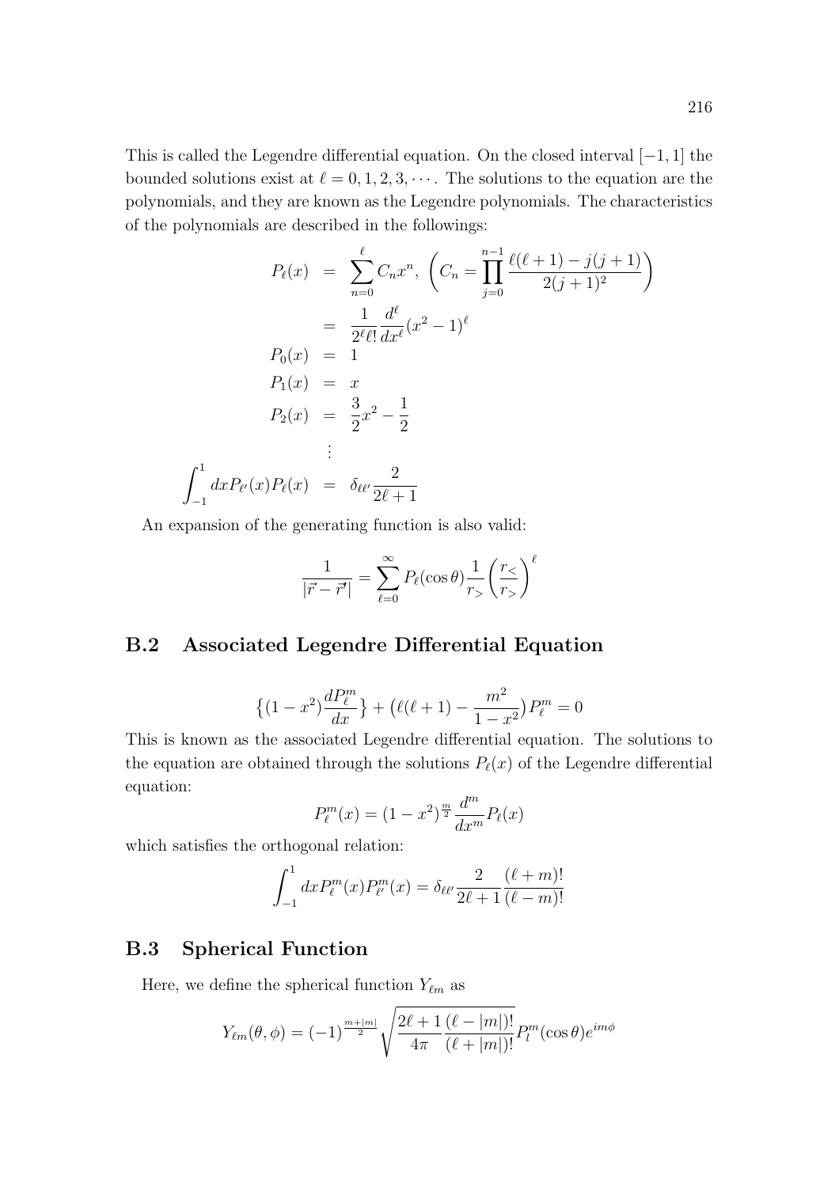This is called the Legendre differential equation. On the closed interval $[-1, 1]$ the bounded solutions exist at $\ell = 0, 1, 2, 3, \cdots$. The solutions to the equation are the polynomials, and they are known as the Legendre polynomials. The characteristics of the polynomials are described in the followings:

$$
\begin{aligned}
P_\ell(x) &= \sum_{n=0}^{\ell} C_n x^n, \ \left( C_n = \prod_{j=0}^{n-1} \frac{\ell(\ell+1) - j(j+1)}{2(j+1)^2} \right) \\
&= \frac{1}{2^\ell \ell!} \frac{d^\ell}{dx^\ell} (x^2 - 1)^\ell \\
P_0(x) &= 1 \\
P_1(x) &= x \\
P_2(x) &= \frac{3}{2}x^2 - \frac{1}{2} \\
&\vdots \\
\int_{-1}^{1} dx P_{\ell'}(x) P_\ell(x) &= \delta_{\ell\ell'} \frac{2}{2\ell+1}
\end{aligned}
$$

An expansion of the generating function is also valid:

$$
\frac{1}{|\vec{r} - \vec{r}'|} = \sum_{\ell=0}^{\infty} P_\ell(\cos\theta) \frac{1}{r_>} \left( \frac{r_<}{r_>} \right)^\ell
$$

## B.2 Associated Legendre Differential Equation

$$
\left\{ (1 - x^2) \frac{dP_\ell^m}{dx} \right\} + \left( \ell(\ell+1) - \frac{m^2}{1 - x^2} \right) P_\ell^m = 0
$$

This is known as the associated Legendre differential equation. The solutions to the equation are obtained through the solutions $P_\ell(x)$ of the Legendre differential equation:

$$
P_\ell^m(x) = (1 - x^2)^{\frac{m}{2}} \frac{d^m}{dx^m} P_\ell(x)
$$

which satisfies the orthogonal relation:

$$
\int_{-1}^{1} dx P_\ell^m(x) P_{\ell'}^m(x) = \delta_{\ell\ell'} \frac{2}{2\ell+1} \frac{(\ell+m)!}{(\ell-m)!}
$$

## B.3 Spherical Function

Here, we define the spherical function $Y_{\ell m}$ as

$$
Y_{\ell m}(\theta, \phi) = (-1)^{\frac{m+|m|}{2}} \sqrt{\frac{2\ell+1}{4\pi} \frac{(\ell-|m|)!}{(\ell+|m|)!}} P_l^m(\cos\theta) e^{im\phi}
$$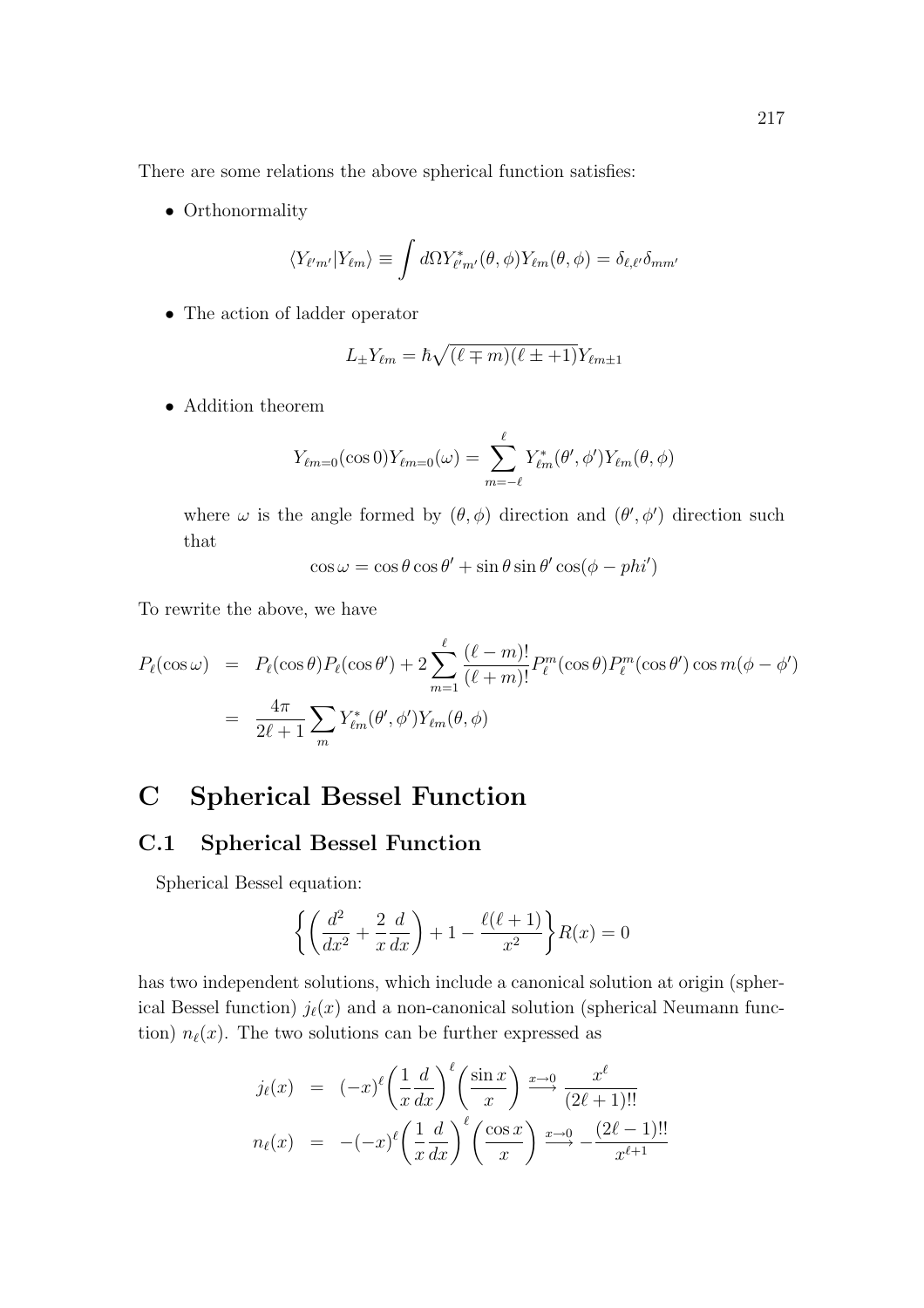There are some relations the above spherical function satisfies:

- Orthonormality

$$\langle Y_{\ell' m'} | Y_{\ell m} \rangle \equiv \int d\Omega Y^*_{\ell' m'}(\theta, \phi) Y_{\ell m}(\theta, \phi) = \delta_{\ell, \ell'} \delta_{m m'}$$

- The action of ladder operator

$$L_\pm Y_{\ell m} = \hbar \sqrt{(\ell \mp m)(\ell \pm +1)} Y_{\ell m \pm 1}$$

- Addition theorem

$$Y_{\ell m=0}(\cos 0) Y_{\ell m=0}(\omega) = \sum_{m=-\ell}^{\ell} Y^*_{\ell m}(\theta', \phi') Y_{\ell m}(\theta, \phi)$$

where $\omega$ is the angle formed by $(\theta, \phi)$ direction and $(\theta', \phi')$ direction such that

$$\cos \omega = \cos\theta \cos\theta' + \sin\theta \sin\theta' \cos(\phi - phi')$$

To rewrite the above, we have

$$\begin{aligned} P_\ell(\cos\omega) &= P_\ell(\cos\theta) P_\ell(\cos\theta') + 2 \sum_{m=1}^{\ell} \frac{(\ell - m)!}{(\ell + m)!} P^m_\ell(\cos\theta) P^m_\ell(\cos\theta') \cos m(\phi - \phi') \\ &= \frac{4\pi}{2\ell + 1} \sum_m Y^*_{\ell m}(\theta', \phi') Y_{\ell m}(\theta, \phi) \end{aligned}$$

# C Spherical Bessel Function

## C.1 Spherical Bessel Function

Spherical Bessel equation:

$$\left\{ \left( \frac{d^2}{dx^2} + \frac{2}{x} \frac{d}{dx} \right) + 1 - \frac{\ell(\ell+1)}{x^2} \right\} R(x) = 0$$

has two independent solutions, which include a canonical solution at origin (spherical Bessel function) $j_\ell(x)$ and a non-canonical solution (spherical Neumann function) $n_\ell(x)$. The two solutions can be further expressed as

$$\begin{aligned} j_\ell(x) &= (-x)^\ell \left( \frac{1}{x} \frac{d}{dx} \right)^\ell \left( \frac{\sin x}{x} \right) \xrightarrow{x \to 0} \frac{x^\ell}{(2\ell+1)!!} \\ n_\ell(x) &= -(-x)^\ell \left( \frac{1}{x} \frac{d}{dx} \right)^\ell \left( \frac{\cos x}{x} \right) \xrightarrow{x \to 0} -\frac{(2\ell-1)!!}{x^{\ell+1}} \end{aligned}$$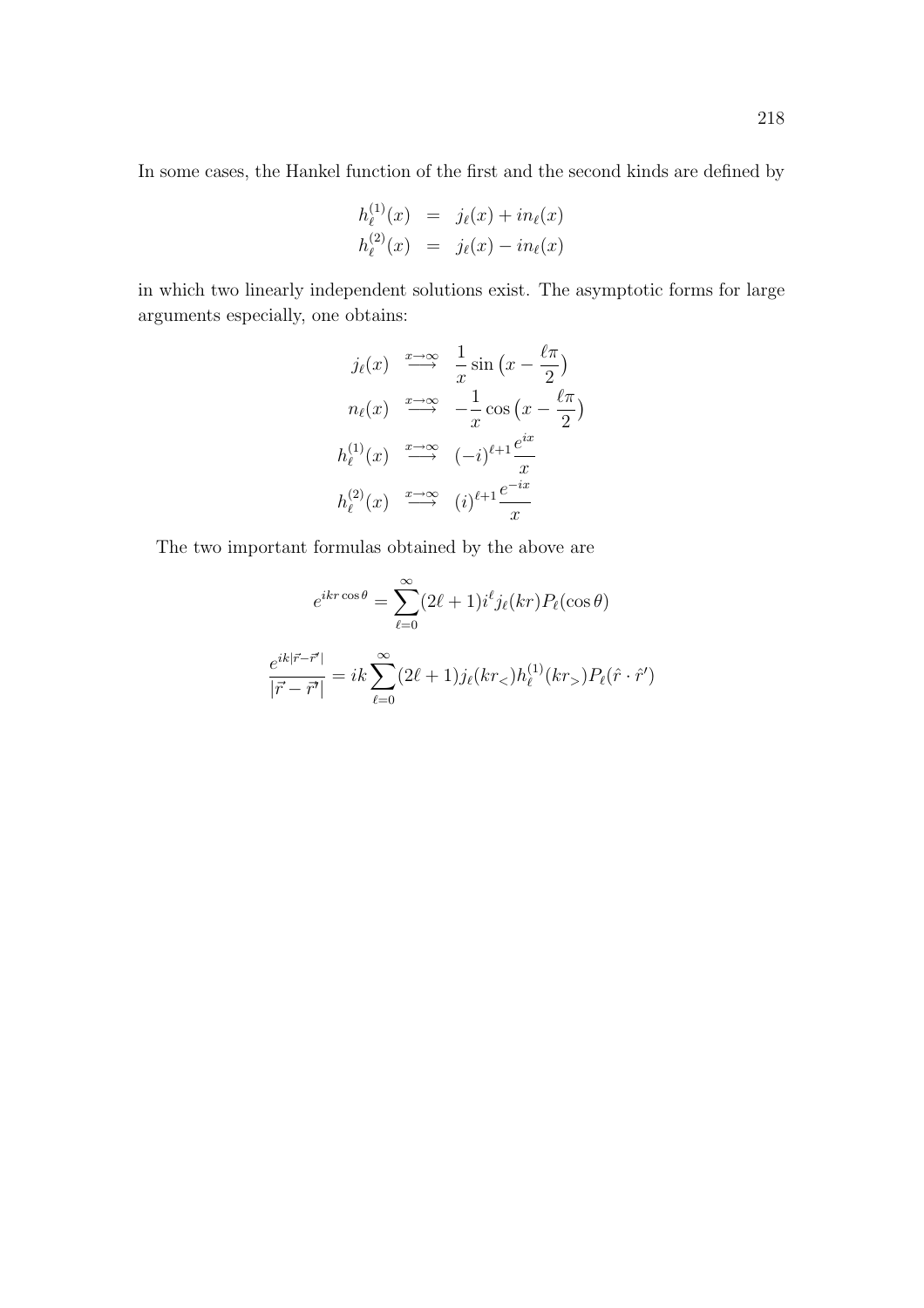In some cases, the Hankel function of the first and the second kinds are defined by

$$
\begin{aligned}
h_\ell^{(1)}(x) &= j_\ell(x) + i n_\ell(x) \\
h_\ell^{(2)}(x) &= j_\ell(x) - i n_\ell(x)
\end{aligned}
$$

in which two linearly independent solutions exist. The asymptotic forms for large arguments especially, one obtains:

$$
\begin{aligned}
j_\ell(x) &\xrightarrow{x\to\infty} \frac{1}{x}\sin\big(x - \frac{\ell\pi}{2}\big) \\
n_\ell(x) &\xrightarrow{x\to\infty} -\frac{1}{x}\cos\big(x - \frac{\ell\pi}{2}\big) \\
h_\ell^{(1)}(x) &\xrightarrow{x\to\infty} (-i)^{\ell+1}\frac{e^{ix}}{x} \\
h_\ell^{(2)}(x) &\xrightarrow{x\to\infty} (i)^{\ell+1}\frac{e^{-ix}}{x}
\end{aligned}
$$

The two important formulas obtained by the above are

$$
e^{ikr\cos\theta} = \sum_{\ell=0}^{\infty}(2\ell+1) i^\ell j_\ell(kr) P_\ell(\cos\theta)
$$

$$
\frac{e^{ik|\vec{r}-\vec{r}'|}}{|\vec{r}-\vec{r}'|} = ik\sum_{\ell=0}^{\infty}(2\ell+1) j_\ell(kr_<) h_\ell^{(1)}(kr_>) P_\ell(\hat{r}\cdot\hat{r}')
$$